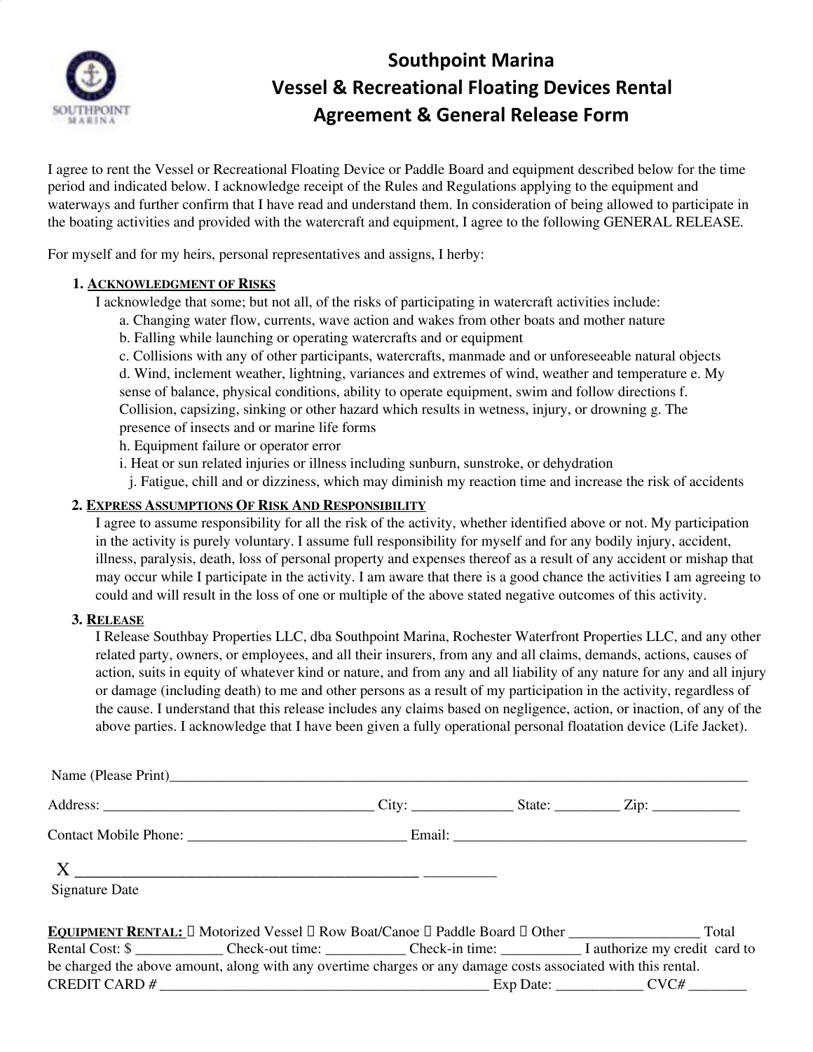# Southpoint Marina
## Vessel & Recreational Floating Devices Rental Agreement & General Release Form

I agree to rent the Vessel or Recreational Floating Device or Paddle Board and equipment described below for the time period and indicated below. I acknowledge receipt of the Rules and Regulations applying to the equipment and waterways and further confirm that I have read and understand them. In consideration of being allowed to participate in the boating activities and provided with the watercraft and equipment, I agree to the following GENERAL RELEASE.

For myself and for my heirs, personal representatives and assigns, I herby:

1. **ACKNOWLEDGMENT OF RISKS**

   I acknowledge that some; but not all, of the risks of participating in watercraft activities include:

   a. Changing water flow, currents, wave action and wakes from other boats and mother nature
   b. Falling while launching or operating watercrafts and or equipment
   c. Collisions with any of other participants, watercrafts, manmade and or unforeseeable natural objects
   d. Wind, inclement weather, lightning, variances and extremes of wind, weather and temperature
   e. My sense of balance, physical conditions, ability to operate equipment, swim and follow directions
   f. Collision, capsizing, sinking or other hazard which results in wetness, injury, or drowning
   g. The presence of insects and or marine life forms
   h. Equipment failure or operator error
   i. Heat or sun related injuries or illness including sunburn, sunstroke, or dehydration
   j. Fatigue, chill and or dizziness, which may diminish my reaction time and increase the risk of accidents

2. **EXPRESS ASSUMPTIONS OF RISK AND RESPONSIBILITY**

   I agree to assume responsibility for all the risk of the activity, whether identified above or not. My participation in the activity is purely voluntary. I assume full responsibility for myself and for any bodily injury, accident, illness, paralysis, death, loss of personal property and expenses thereof as a result of any accident or mishap that may occur while I participate in the activity. I am aware that there is a good chance the activities I am agreeing to could and will result in the loss of one or multiple of the above stated negative outcomes of this activity.

3. **RELEASE**

   I Release Southbay Properties LLC, dba Southpoint Marina, Rochester Waterfront Properties LLC, and any other related party, owners, or employees, and all their insurers, from any and all claims, demands, actions, causes of action, suits in equity of whatever kind or nature, and from any and all liability of any nature for any and all injury or damage (including death) to me and other persons as a result of my participation in the activity, regardless of the cause. I understand that this release includes any claims based on negligence, action, or inaction, of any of the above parties. I acknowledge that I have been given a fully operational personal floatation device (Life Jacket).

Name (Please Print)________________________________________________________________________________

Address: _____________________________________ City: _____________ State: ________ Zip: ___________

Contact Mobile Phone: ______________________________ Email: ________________________________________

X ______________________________________________ _________

Signature Date

**EQUIPMENT RENTAL:** ☐ Motorized Vessel ☐ Row Boat/Canoe ☐ Paddle Board ☐ Other _________________ Total Rental Cost: $ ____________ Check-out time: ___________ Check-in time: ___________ I authorize my credit card to be charged the above amount, along with any overtime charges or any damage costs associated with this rental.
CREDIT CARD # ______________________________________________ Exp Date: ___________ CVC# ________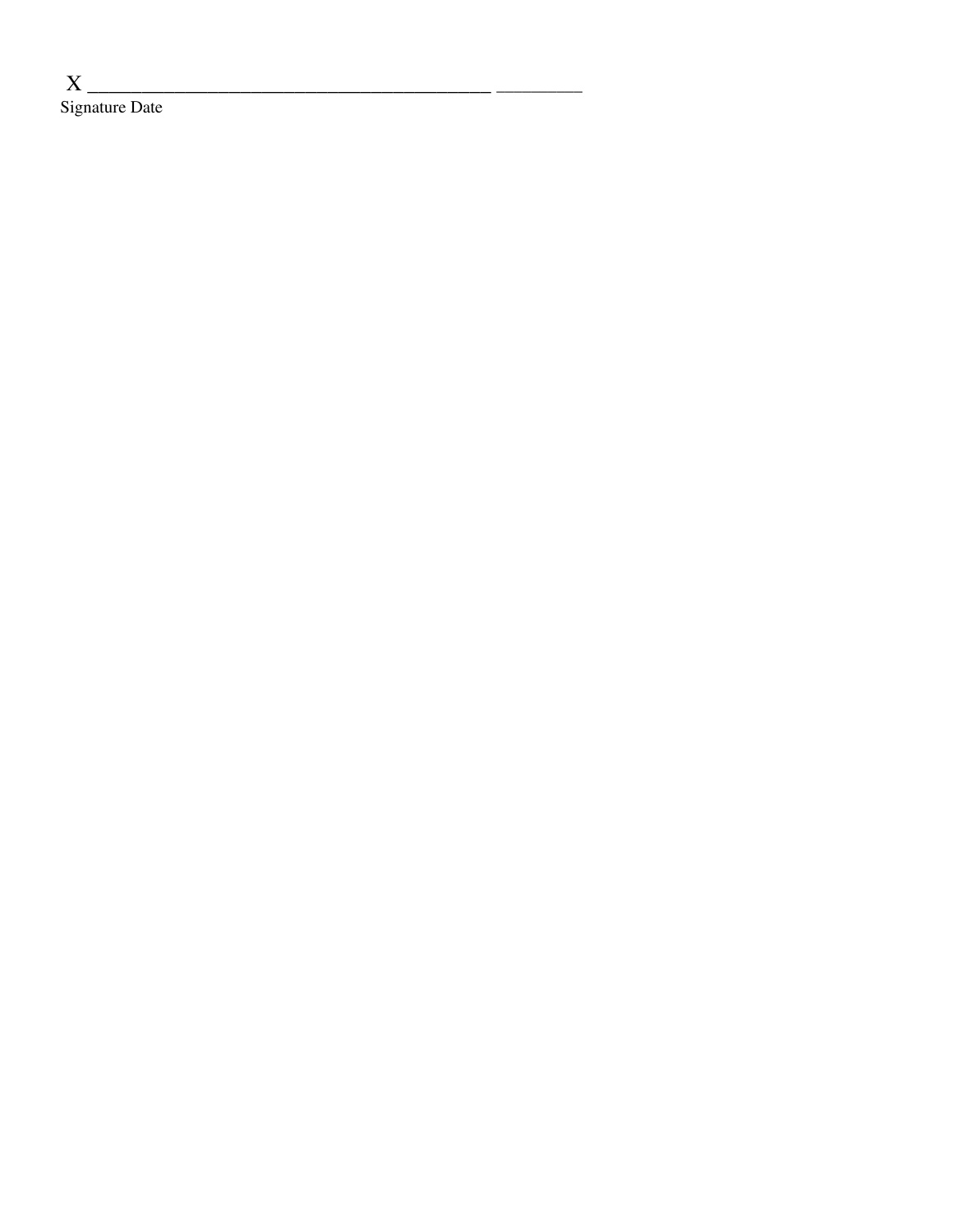X ________________________________________ _________

Signature Date